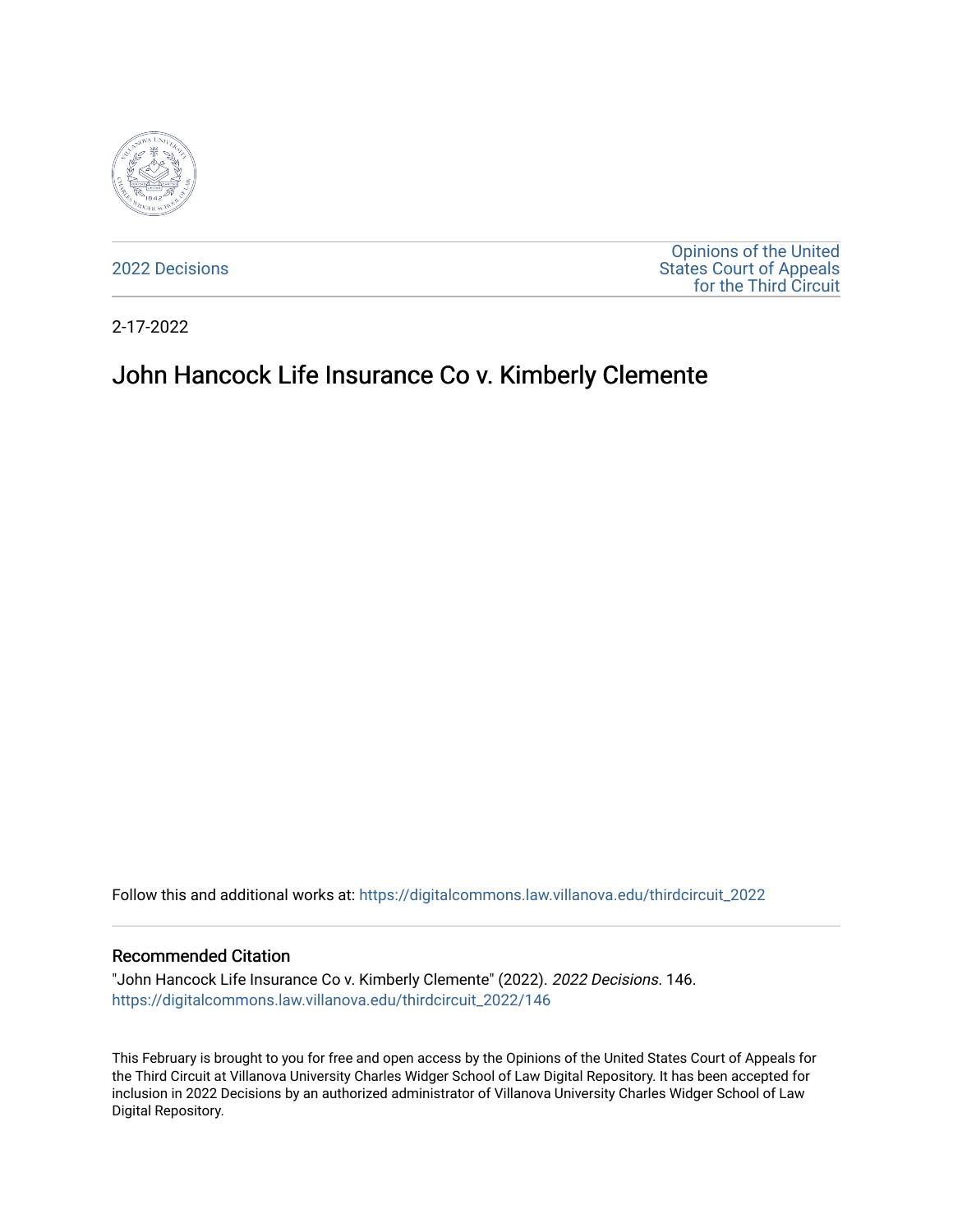2022 Decisions

Opinions of the United States Court of Appeals for the Third Circuit

2-17-2022

# John Hancock Life Insurance Co v. Kimberly Clemente

Follow this and additional works at: https://digitalcommons.law.villanova.edu/thirdcircuit_2022

## Recommended Citation

"John Hancock Life Insurance Co v. Kimberly Clemente" (2022). *2022 Decisions*. 146.
https://digitalcommons.law.villanova.edu/thirdcircuit_2022/146

This February is brought to you for free and open access by the Opinions of the United States Court of Appeals for the Third Circuit at Villanova University Charles Widger School of Law Digital Repository. It has been accepted for inclusion in 2022 Decisions by an authorized administrator of Villanova University Charles Widger School of Law Digital Repository.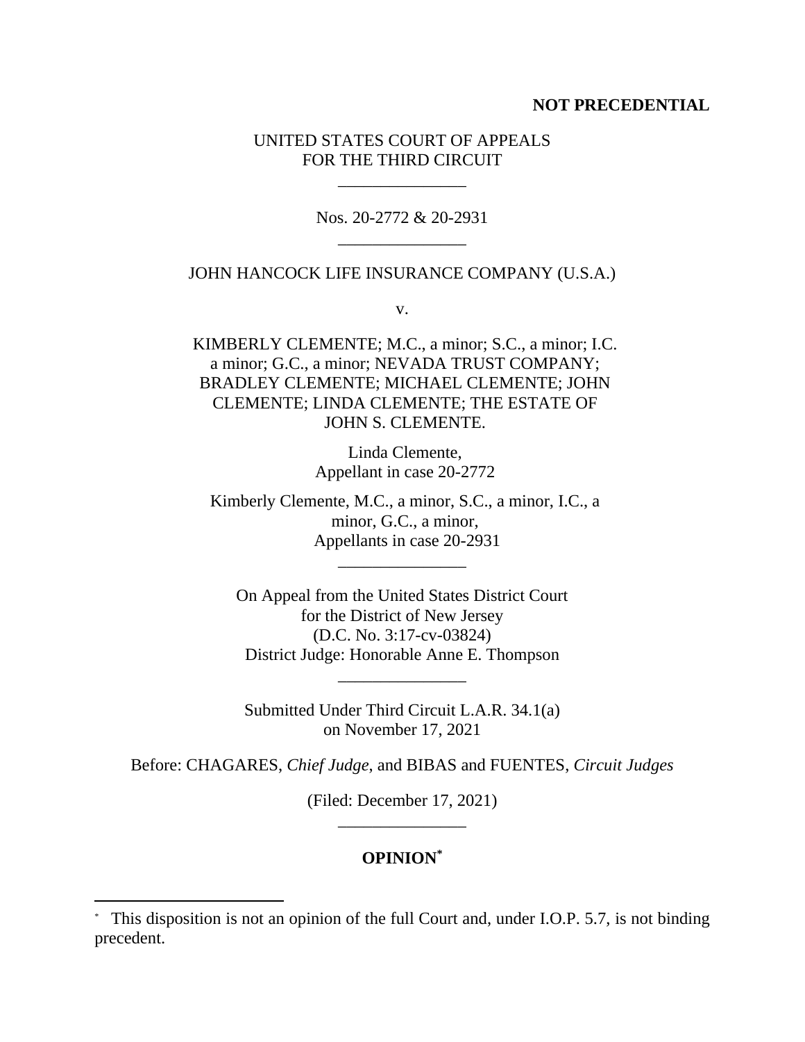**NOT PRECEDENTIAL**

UNITED STATES COURT OF APPEALS
FOR THE THIRD CIRCUIT

\_\_\_\_\_\_\_\_\_\_\_\_\_\_\_

Nos. 20-2772 & 20-2931

\_\_\_\_\_\_\_\_\_\_\_\_\_\_\_

JOHN HANCOCK LIFE INSURANCE COMPANY (U.S.A.)

v.

KIMBERLY CLEMENTE; M.C., a minor; S.C., a minor; I.C. a minor; G.C., a minor; NEVADA TRUST COMPANY; BRADLEY CLEMENTE; MICHAEL CLEMENTE; JOHN CLEMENTE; LINDA CLEMENTE; THE ESTATE OF JOHN S. CLEMENTE.

Linda Clemente,
Appellant in case 20-2772

Kimberly Clemente, M.C., a minor, S.C., a minor, I.C., a minor, G.C., a minor,
Appellants in case 20-2931

\_\_\_\_\_\_\_\_\_\_\_\_\_\_\_

On Appeal from the United States District Court
for the District of New Jersey
(D.C. No. 3:17-cv-03824)
District Judge: Honorable Anne E. Thompson

\_\_\_\_\_\_\_\_\_\_\_\_\_\_\_

Submitted Under Third Circuit L.A.R. 34.1(a)
on November 17, 2021

Before: CHAGARES, *Chief Judge*, and BIBAS and FUENTES, *Circuit Judges*

(Filed: December 17, 2021)

\_\_\_\_\_\_\_\_\_\_\_\_\_\_\_

**OPINION***

---

* This disposition is not an opinion of the full Court and, under I.O.P. 5.7, is not binding precedent.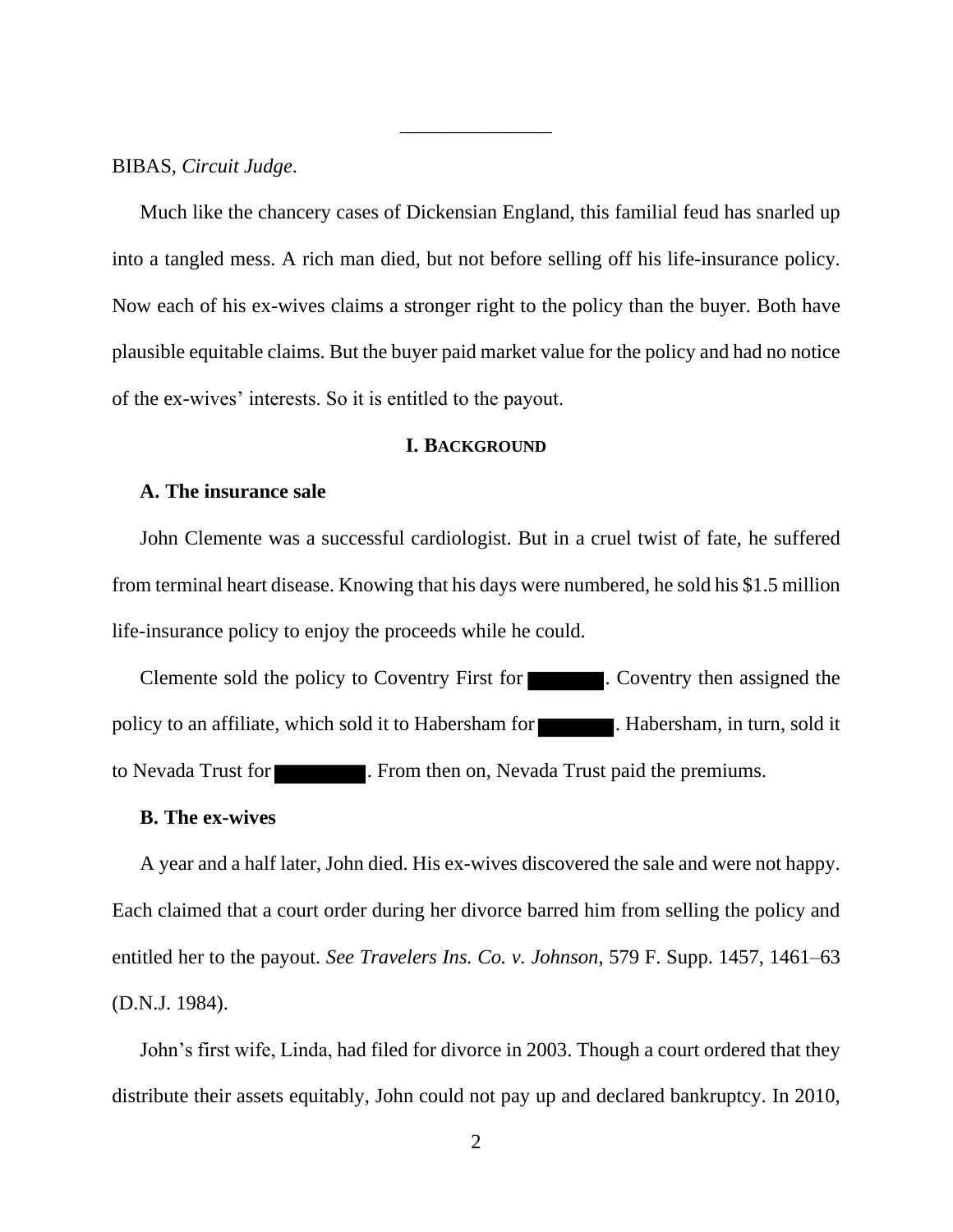BIBAS, *Circuit Judge*.

Much like the chancery cases of Dickensian England, this familial feud has snarled up into a tangled mess. A rich man died, but not before selling off his life-insurance policy. Now each of his ex-wives claims a stronger right to the policy than the buyer. Both have plausible equitable claims. But the buyer paid market value for the policy and had no notice of the ex-wives' interests. So it is entitled to the payout.

## I. BACKGROUND

### A. The insurance sale

John Clemente was a successful cardiologist. But in a cruel twist of fate, he suffered from terminal heart disease. Knowing that his days were numbered, he sold his $1.5 million life-insurance policy to enjoy the proceeds while he could.

Clemente sold the policy to Coventry First for ████. Coventry then assigned the policy to an affiliate, which sold it to Habersham for ████. Habersham, in turn, sold it to Nevada Trust for ████. From then on, Nevada Trust paid the premiums.

### B. The ex-wives

A year and a half later, John died. His ex-wives discovered the sale and were not happy. Each claimed that a court order during her divorce barred him from selling the policy and entitled her to the payout. *See Travelers Ins. Co. v. Johnson*, 579 F. Supp. 1457, 1461–63 (D.N.J. 1984).

John's first wife, Linda, had filed for divorce in 2003. Though a court ordered that they distribute their assets equitably, John could not pay up and declared bankruptcy. In 2010,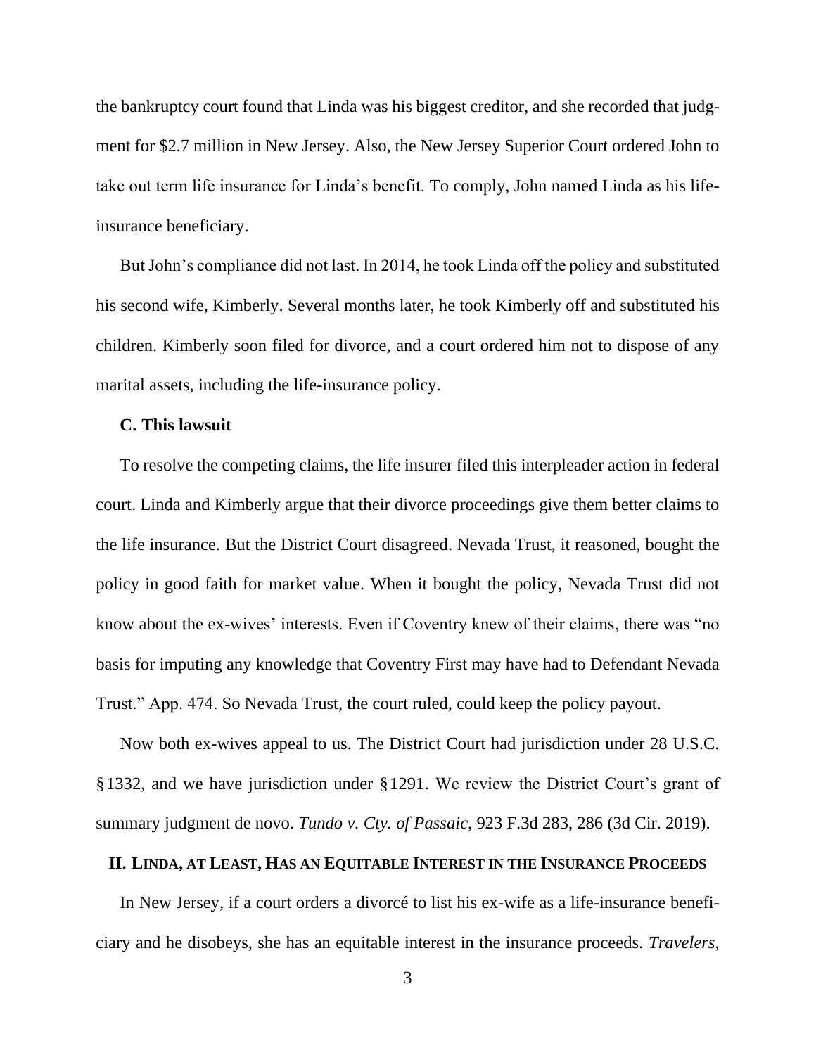the bankruptcy court found that Linda was his biggest creditor, and she recorded that judgment for $2.7 million in New Jersey. Also, the New Jersey Superior Court ordered John to take out term life insurance for Linda's benefit. To comply, John named Linda as his life-insurance beneficiary.

But John's compliance did not last. In 2014, he took Linda off the policy and substituted his second wife, Kimberly. Several months later, he took Kimberly off and substituted his children. Kimberly soon filed for divorce, and a court ordered him not to dispose of any marital assets, including the life-insurance policy.

### C. This lawsuit

To resolve the competing claims, the life insurer filed this interpleader action in federal court. Linda and Kimberly argue that their divorce proceedings give them better claims to the life insurance. But the District Court disagreed. Nevada Trust, it reasoned, bought the policy in good faith for market value. When it bought the policy, Nevada Trust did not know about the ex-wives' interests. Even if Coventry knew of their claims, there was "no basis for imputing any knowledge that Coventry First may have had to Defendant Nevada Trust." App. 474. So Nevada Trust, the court ruled, could keep the policy payout.

Now both ex-wives appeal to us. The District Court had jurisdiction under 28 U.S.C. §1332, and we have jurisdiction under §1291. We review the District Court's grant of summary judgment de novo. *Tundo v. Cty. of Passaic*, 923 F.3d 283, 286 (3d Cir. 2019).

## II. Linda, at Least, Has an Equitable Interest in the Insurance Proceeds

In New Jersey, if a court orders a divorcé to list his ex-wife as a life-insurance beneficiary and he disobeys, she has an equitable interest in the insurance proceeds. *Travelers*,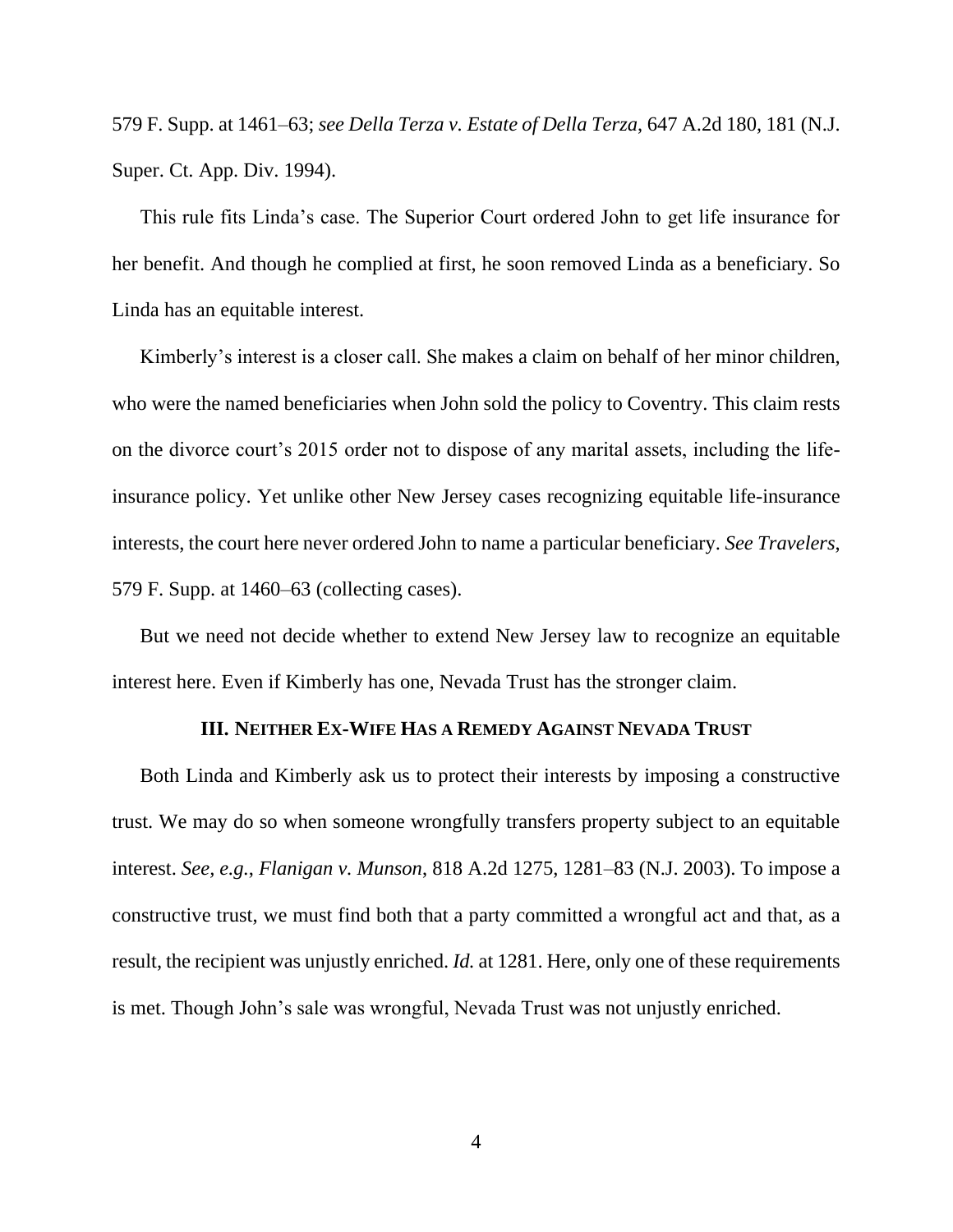579 F. Supp. at 1461–63; *see Della Terza v. Estate of Della Terza*, 647 A.2d 180, 181 (N.J. Super. Ct. App. Div. 1994).

This rule fits Linda's case. The Superior Court ordered John to get life insurance for her benefit. And though he complied at first, he soon removed Linda as a beneficiary. So Linda has an equitable interest.

Kimberly's interest is a closer call. She makes a claim on behalf of her minor children, who were the named beneficiaries when John sold the policy to Coventry. This claim rests on the divorce court's 2015 order not to dispose of any marital assets, including the life-insurance policy. Yet unlike other New Jersey cases recognizing equitable life-insurance interests, the court here never ordered John to name a particular beneficiary. *See Travelers*, 579 F. Supp. at 1460–63 (collecting cases).

But we need not decide whether to extend New Jersey law to recognize an equitable interest here. Even if Kimberly has one, Nevada Trust has the stronger claim.

### III. Neither Ex-Wife Has a Remedy Against Nevada Trust

Both Linda and Kimberly ask us to protect their interests by imposing a constructive trust. We may do so when someone wrongfully transfers property subject to an equitable interest. *See, e.g.*, *Flanigan v. Munson*, 818 A.2d 1275, 1281–83 (N.J. 2003). To impose a constructive trust, we must find both that a party committed a wrongful act and that, as a result, the recipient was unjustly enriched. *Id.* at 1281. Here, only one of these requirements is met. Though John's sale was wrongful, Nevada Trust was not unjustly enriched.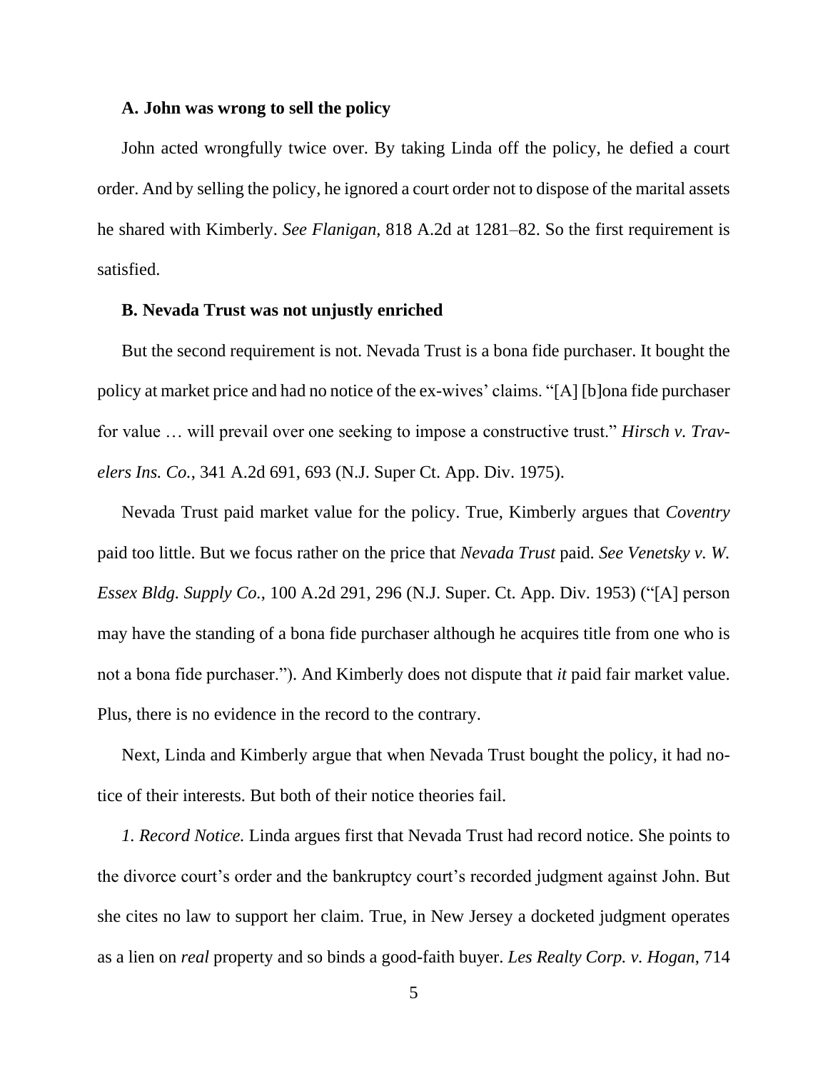### A. John was wrong to sell the policy

John acted wrongfully twice over. By taking Linda off the policy, he defied a court order. And by selling the policy, he ignored a court order not to dispose of the marital assets he shared with Kimberly. *See Flanigan*, 818 A.2d at 1281–82. So the first requirement is satisfied.

### B. Nevada Trust was not unjustly enriched

But the second requirement is not. Nevada Trust is a bona fide purchaser. It bought the policy at market price and had no notice of the ex-wives' claims. "[A] [b]ona fide purchaser for value … will prevail over one seeking to impose a constructive trust." *Hirsch v. Travelers Ins. Co.*, 341 A.2d 691, 693 (N.J. Super Ct. App. Div. 1975).

Nevada Trust paid market value for the policy. True, Kimberly argues that *Coventry* paid too little. But we focus rather on the price that *Nevada Trust* paid. *See Venetsky v. W. Essex Bldg. Supply Co.*, 100 A.2d 291, 296 (N.J. Super. Ct. App. Div. 1953) ("[A] person may have the standing of a bona fide purchaser although he acquires title from one who is not a bona fide purchaser."). And Kimberly does not dispute that *it* paid fair market value. Plus, there is no evidence in the record to the contrary.

Next, Linda and Kimberly argue that when Nevada Trust bought the policy, it had notice of their interests. But both of their notice theories fail.

*1. Record Notice.* Linda argues first that Nevada Trust had record notice. She points to the divorce court's order and the bankruptcy court's recorded judgment against John. But she cites no law to support her claim. True, in New Jersey a docketed judgment operates as a lien on *real* property and so binds a good-faith buyer. *Les Realty Corp. v. Hogan*, 714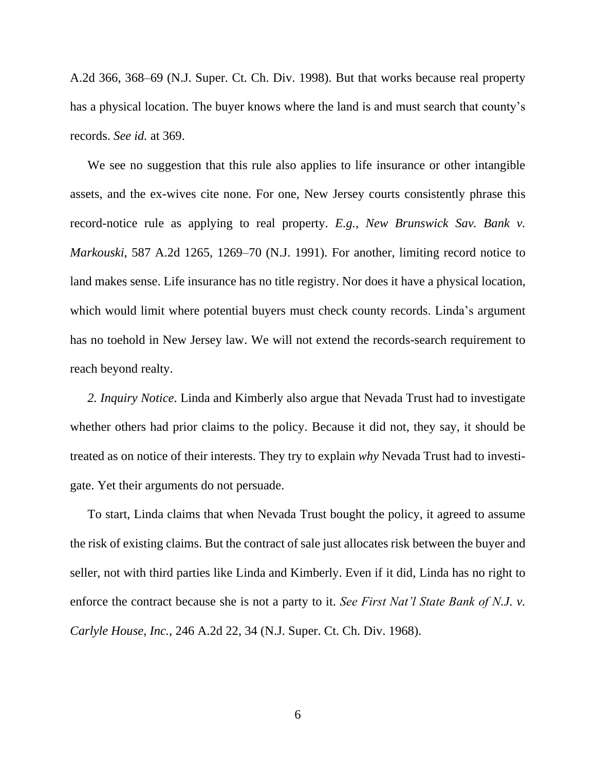A.2d 366, 368–69 (N.J. Super. Ct. Ch. Div. 1998). But that works because real property has a physical location. The buyer knows where the land is and must search that county's records. *See id.* at 369.

We see no suggestion that this rule also applies to life insurance or other intangible assets, and the ex-wives cite none. For one, New Jersey courts consistently phrase this record-notice rule as applying to real property. *E.g.*, *New Brunswick Sav. Bank v. Markouski*, 587 A.2d 1265, 1269–70 (N.J. 1991). For another, limiting record notice to land makes sense. Life insurance has no title registry. Nor does it have a physical location, which would limit where potential buyers must check county records. Linda's argument has no toehold in New Jersey law. We will not extend the records-search requirement to reach beyond realty.

*2. Inquiry Notice*. Linda and Kimberly also argue that Nevada Trust had to investigate whether others had prior claims to the policy. Because it did not, they say, it should be treated as on notice of their interests. They try to explain *why* Nevada Trust had to investigate. Yet their arguments do not persuade.

To start, Linda claims that when Nevada Trust bought the policy, it agreed to assume the risk of existing claims. But the contract of sale just allocates risk between the buyer and seller, not with third parties like Linda and Kimberly. Even if it did, Linda has no right to enforce the contract because she is not a party to it. *See First Nat'l State Bank of N.J. v. Carlyle House, Inc.*, 246 A.2d 22, 34 (N.J. Super. Ct. Ch. Div. 1968).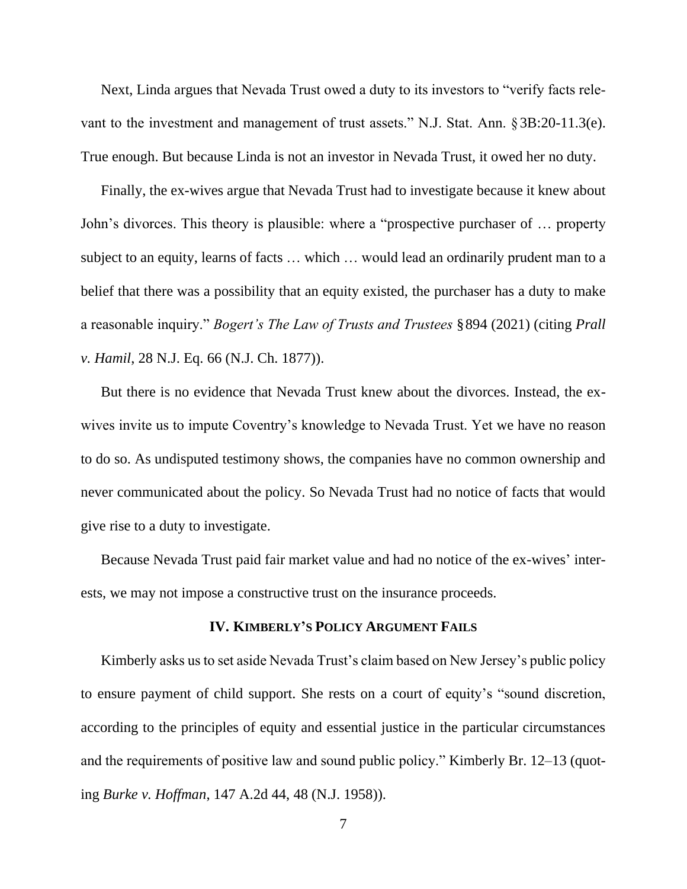Next, Linda argues that Nevada Trust owed a duty to its investors to "verify facts relevant to the investment and management of trust assets." N.J. Stat. Ann. § 3B:20-11.3(e). True enough. But because Linda is not an investor in Nevada Trust, it owed her no duty.

Finally, the ex-wives argue that Nevada Trust had to investigate because it knew about John's divorces. This theory is plausible: where a "prospective purchaser of … property subject to an equity, learns of facts … which … would lead an ordinarily prudent man to a belief that there was a possibility that an equity existed, the purchaser has a duty to make a reasonable inquiry." *Bogert's The Law of Trusts and Trustees* § 894 (2021) (citing *Prall v. Hamil*, 28 N.J. Eq. 66 (N.J. Ch. 1877)).

But there is no evidence that Nevada Trust knew about the divorces. Instead, the ex-wives invite us to impute Coventry's knowledge to Nevada Trust. Yet we have no reason to do so. As undisputed testimony shows, the companies have no common ownership and never communicated about the policy. So Nevada Trust had no notice of facts that would give rise to a duty to investigate.

Because Nevada Trust paid fair market value and had no notice of the ex-wives' interests, we may not impose a constructive trust on the insurance proceeds.

## IV. Kimberly's Policy Argument Fails

Kimberly asks us to set aside Nevada Trust's claim based on New Jersey's public policy to ensure payment of child support. She rests on a court of equity's "sound discretion, according to the principles of equity and essential justice in the particular circumstances and the requirements of positive law and sound public policy." Kimberly Br. 12–13 (quoting *Burke v. Hoffman*, 147 A.2d 44, 48 (N.J. 1958)).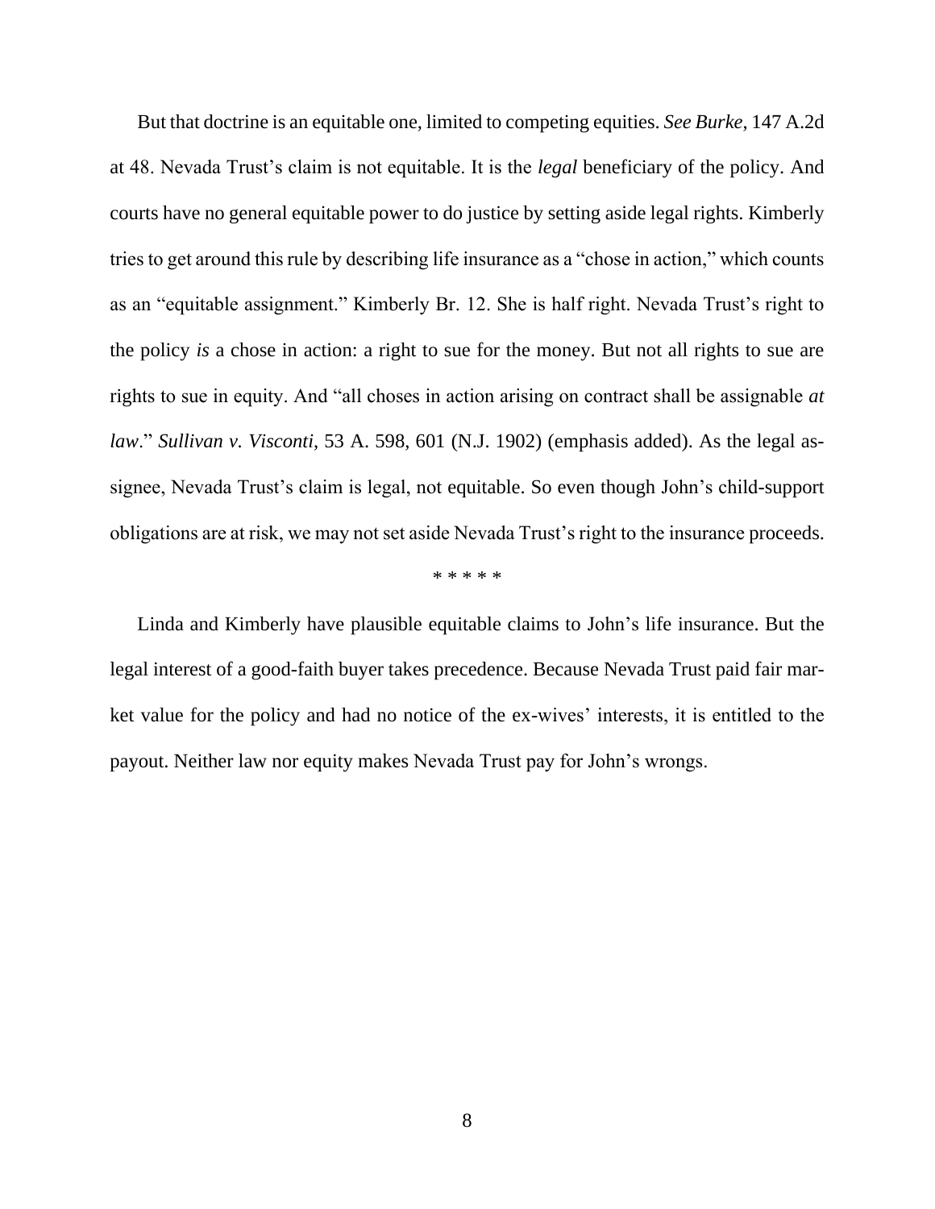But that doctrine is an equitable one, limited to competing equities. *See Burke*, 147 A.2d at 48. Nevada Trust's claim is not equitable. It is the *legal* beneficiary of the policy. And courts have no general equitable power to do justice by setting aside legal rights. Kimberly tries to get around this rule by describing life insurance as a "chose in action," which counts as an "equitable assignment." Kimberly Br. 12. She is half right. Nevada Trust's right to the policy *is* a chose in action: a right to sue for the money. But not all rights to sue are rights to sue in equity. And "all choses in action arising on contract shall be assignable *at law*." *Sullivan v. Visconti*, 53 A. 598, 601 (N.J. 1902) (emphasis added). As the legal assignee, Nevada Trust's claim is legal, not equitable. So even though John's child-support obligations are at risk, we may not set aside Nevada Trust's right to the insurance proceeds.

\* \* \* \* \*

Linda and Kimberly have plausible equitable claims to John's life insurance. But the legal interest of a good-faith buyer takes precedence. Because Nevada Trust paid fair market value for the policy and had no notice of the ex-wives' interests, it is entitled to the payout. Neither law nor equity makes Nevada Trust pay for John's wrongs.